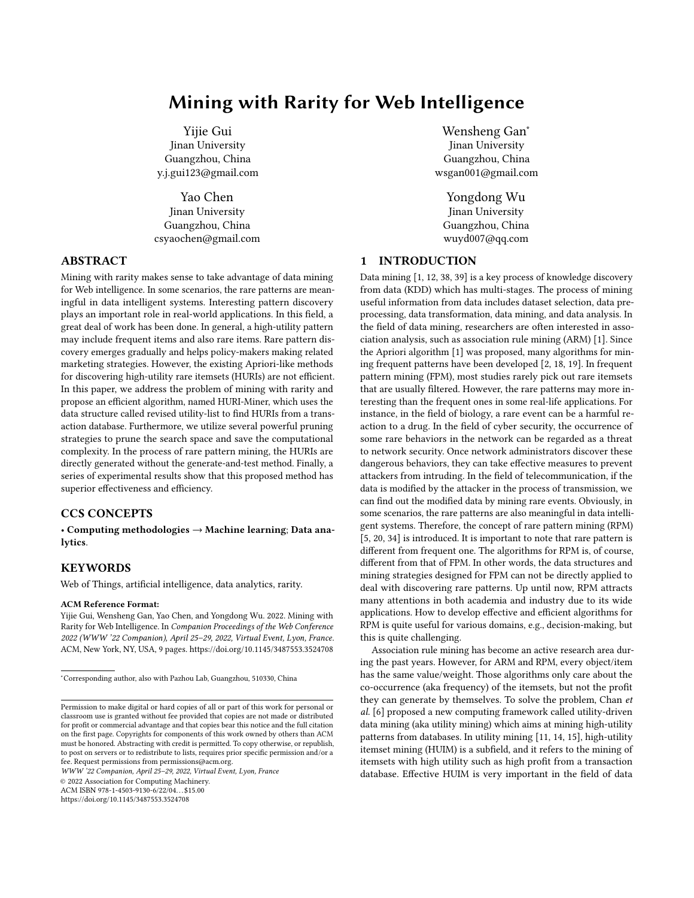# Mining with Rarity for Web Intelligence

Yijie Gui
Jinan University
Guangzhou, China
y.j.gui123@gmail.com

Wensheng Gan*
Jinan University
Guangzhou, China
wsgan001@gmail.com

Yao Chen
Jinan University
Guangzhou, China
csyaochen@gmail.com

Yongdong Wu
Jinan University
Guangzhou, China
wuyd007@qq.com

## ABSTRACT

Mining with rarity makes sense to take advantage of data mining for Web intelligence. In some scenarios, the rare patterns are meaningful in data intelligent systems. Interesting pattern discovery plays an important role in real-world applications. In this field, a great deal of work has been done. In general, a high-utility pattern may include frequent items and also rare items. Rare pattern discovery emerges gradually and helps policy-makers making related marketing strategies. However, the existing Apriori-like methods for discovering high-utility rare itemsets (HURIs) are not efficient. In this paper, we address the problem of mining with rarity and propose an efficient algorithm, named HURI-Miner, which uses the data structure called revised utility-list to find HURIs from a transaction database. Furthermore, we utilize several powerful pruning strategies to prune the search space and save the computational complexity. In the process of rare pattern mining, the HURIs are directly generated without the generate-and-test method. Finally, a series of experimental results show that this proposed method has superior effectiveness and efficiency.

## CCS CONCEPTS

• **Computing methodologies → Machine learning**; **Data analytics**.

## KEYWORDS

Web of Things, artificial intelligence, data analytics, rarity.

**ACM Reference Format:**
Yijie Gui, Wensheng Gan, Yao Chen, and Yongdong Wu. 2022. Mining with Rarity for Web Intelligence. In *Companion Proceedings of the Web Conference 2022 (WWW '22 Companion), April 25–29, 2022, Virtual Event, Lyon, France.* ACM, New York, NY, USA, 9 pages. https://doi.org/10.1145/3487553.3524708

*Corresponding author, also with Pazhou Lab, Guangzhou, 510330, China

Permission to make digital or hard copies of all or part of this work for personal or classroom use is granted without fee provided that copies are not made or distributed for profit or commercial advantage and that copies bear this notice and the full citation on the first page. Copyrights for components of this work owned by others than ACM must be honored. Abstracting with credit is permitted. To copy otherwise, or republish, to post on servers or to redistribute to lists, requires prior specific permission and/or a fee. Request permissions from permissions@acm.org.
*WWW '22 Companion, April 25–29, 2022, Virtual Event, Lyon, France*
© 2022 Association for Computing Machinery.
ACM ISBN 978-1-4503-9130-6/22/04…$15.00
https://doi.org/10.1145/3487553.3524708

## 1 INTRODUCTION

Data mining [1, 12, 38, 39] is a key process of knowledge discovery from data (KDD) which has multi-stages. The process of mining useful information from data includes dataset selection, data preprocessing, data transformation, data mining, and data analysis. In the field of data mining, researchers are often interested in association analysis, such as association rule mining (ARM) [1]. Since the Apriori algorithm [1] was proposed, many algorithms for mining frequent patterns have been developed [2, 18, 19]. In frequent pattern mining (FPM), most studies rarely pick out rare itemsets that are usually filtered. However, the rare patterns may more interesting than the frequent ones in some real-life applications. For instance, in the field of biology, a rare event can be a harmful reaction to a drug. In the field of cyber security, the occurrence of some rare behaviors in the network can be regarded as a threat to network security. Once network administrators discover these dangerous behaviors, they can take effective measures to prevent attackers from intruding. In the field of telecommunication, if the data is modified by the attacker in the process of transmission, we can find out the modified data by mining rare events. Obviously, in some scenarios, the rare patterns are also meaningful in data intelligent systems. Therefore, the concept of rare pattern mining (RPM) [5, 20, 34] is introduced. It is important to note that rare pattern is different from frequent one. The algorithms for RPM is, of course, different from that of FPM. In other words, the data structures and mining strategies designed for FPM can not be directly applied to deal with discovering rare patterns. Up until now, RPM attracts many attentions in both academia and industry due to its wide applications. How to develop effective and efficient algorithms for RPM is quite useful for various domains, e.g., decision-making, but this is quite challenging.

Association rule mining has become an active research area during the past years. However, for ARM and RPM, every object/item has the same value/weight. Those algorithms only care about the co-occurrence (aka frequency) of the itemsets, but not the profit they can generate by themselves. To solve the problem, Chan *et al.* [6] proposed a new computing framework called utility-driven data mining (aka utility mining) which aims at mining high-utility patterns from databases. In utility mining [11, 14, 15], high-utility itemset mining (HUIM) is a subfield, and it refers to the mining of itemsets with high utility such as high profit from a transaction database. Effective HUIM is very important in the field of data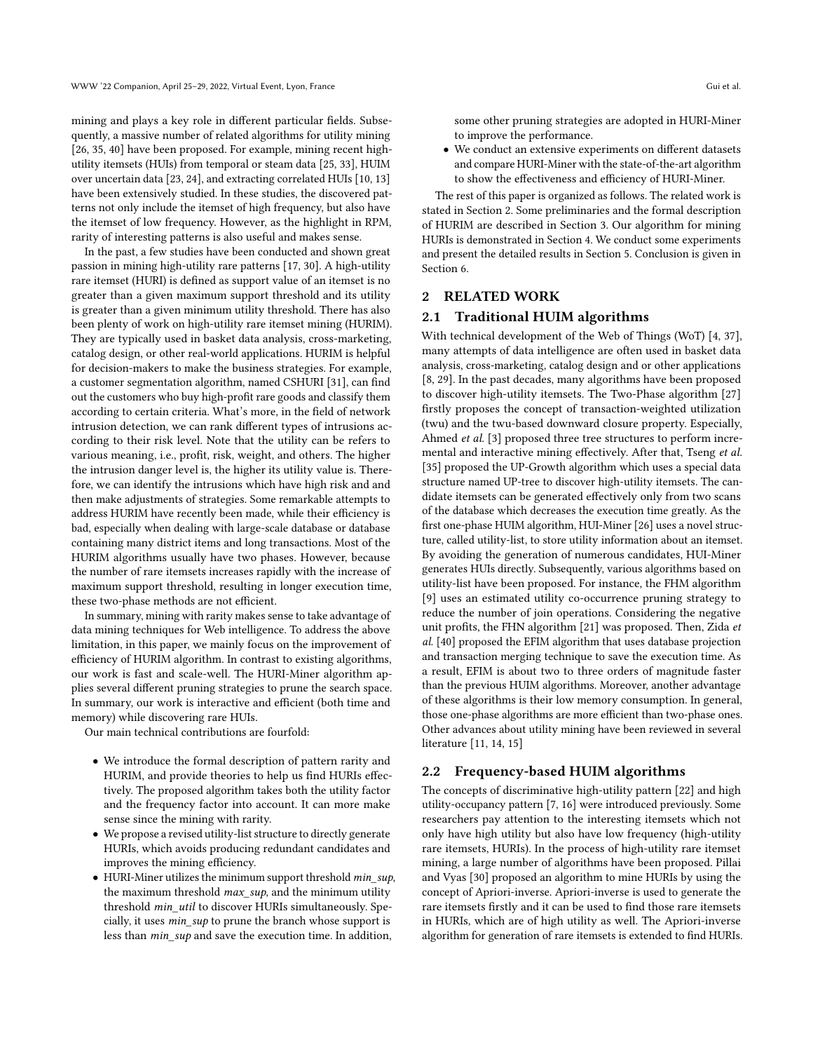mining and plays a key role in different particular fields. Subsequently, a massive number of related algorithms for utility mining [26, 35, 40] have been proposed. For example, mining recent high-utility itemsets (HUIs) from temporal or steam data [25, 33], HUIM over uncertain data [23, 24], and extracting correlated HUIs [10, 13] have been extensively studied. In these studies, the discovered patterns not only include the itemset of high frequency, but also have the itemset of low frequency. However, as the highlight in RPM, rarity of interesting patterns is also useful and makes sense.

In the past, a few studies have been conducted and shown great passion in mining high-utility rare patterns [17, 30]. A high-utility rare itemset (HURI) is defined as support value of an itemset is no greater than a given maximum support threshold and its utility is greater than a given minimum utility threshold. There has also been plenty of work on high-utility rare itemset mining (HURIM). They are typically used in basket data analysis, cross-marketing, catalog design, or other real-world applications. HURIM is helpful for decision-makers to make the business strategies. For example, a customer segmentation algorithm, named CSHURI [31], can find out the customers who buy high-profit rare goods and classify them according to certain criteria. What's more, in the field of network intrusion detection, we can rank different types of intrusions according to their risk level. Note that the utility can be refers to various meaning, i.e., profit, risk, weight, and others. The higher the intrusion danger level is, the higher its utility value is. Therefore, we can identify the intrusions which have high risk and and then make adjustments of strategies. Some remarkable attempts to address HURIM have recently been made, while their efficiency is bad, especially when dealing with large-scale database or database containing many district items and long transactions. Most of the HURIM algorithms usually have two phases. However, because the number of rare itemsets increases rapidly with the increase of maximum support threshold, resulting in longer execution time, these two-phase methods are not efficient.

In summary, mining with rarity makes sense to take advantage of data mining techniques for Web intelligence. To address the above limitation, in this paper, we mainly focus on the improvement of efficiency of HURIM algorithm. In contrast to existing algorithms, our work is fast and scale-well. The HURI-Miner algorithm applies several different pruning strategies to prune the search space. In summary, our work is interactive and efficient (both time and memory) while discovering rare HUIs.

Our main technical contributions are fourfold:

- We introduce the formal description of pattern rarity and HURIM, and provide theories to help us find HURIs effectively. The proposed algorithm takes both the utility factor and the frequency factor into account. It can more make sense since the mining with rarity.
- We propose a revised utility-list structure to directly generate HURIs, which avoids producing redundant candidates and improves the mining efficiency.
- HURI-Miner utilizes the minimum support threshold *min_sup*, the maximum threshold *max_sup*, and the minimum utility threshold *min_util* to discover HURIs simultaneously. Specially, it uses *min_sup* to prune the branch whose support is less than *min_sup* and save the execution time. In addition, some other pruning strategies are adopted in HURI-Miner to improve the performance.
- We conduct an extensive experiments on different datasets and compare HURI-Miner with the state-of-the-art algorithm to show the effectiveness and efficiency of HURI-Miner.

The rest of this paper is organized as follows. The related work is stated in Section 2. Some preliminaries and the formal description of HURIM are described in Section 3. Our algorithm for mining HURIs is demonstrated in Section 4. We conduct some experiments and present the detailed results in Section 5. Conclusion is given in Section 6.

## 2 RELATED WORK

### 2.1 Traditional HUIM algorithms

With technical development of the Web of Things (WoT) [4, 37], many attempts of data intelligence are often used in basket data analysis, cross-marketing, catalog design and or other applications [8, 29]. In the past decades, many algorithms have been proposed to discover high-utility itemsets. The Two-Phase algorithm [27] firstly proposes the concept of transaction-weighted utilization (twu) and the twu-based downward closure property. Especially, Ahmed *et al.* [3] proposed three tree structures to perform incremental and interactive mining effectively. After that, Tseng *et al.* [35] proposed the UP-Growth algorithm which uses a special data structure named UP-tree to discover high-utility itemsets. The candidate itemsets can be generated effectively only from two scans of the database which decreases the execution time greatly. As the first one-phase HUIM algorithm, HUI-Miner [26] uses a novel structure, called utility-list, to store utility information about an itemset. By avoiding the generation of numerous candidates, HUI-Miner generates HUIs directly. Subsequently, various algorithms based on utility-list have been proposed. For instance, the FHM algorithm [9] uses an estimated utility co-occurrence pruning strategy to reduce the number of join operations. Considering the negative unit profits, the FHN algorithm [21] was proposed. Then, Zida *et al.* [40] proposed the EFIM algorithm that uses database projection and transaction merging technique to save the execution time. As a result, EFIM is about two to three orders of magnitude faster than the previous HUIM algorithms. Moreover, another advantage of these algorithms is their low memory consumption. In general, those one-phase algorithms are more efficient than two-phase ones. Other advances about utility mining have been reviewed in several literature [11, 14, 15]

### 2.2 Frequency-based HUIM algorithms

The concepts of discriminative high-utility pattern [22] and high utility-occupancy pattern [7, 16] were introduced previously. Some researchers pay attention to the interesting itemsets which not only have high utility but also have low frequency (high-utility rare itemsets, HURIs). In the process of high-utility rare itemset mining, a large number of algorithms have been proposed. Pillai and Vyas [30] proposed an algorithm to mine HURIs by using the concept of Apriori-inverse. Apriori-inverse is used to generate the rare itemsets firstly and it can be used to find those rare itemsets in HURIs, which are of high utility as well. The Apriori-inverse algorithm for generation of rare itemsets is extended to find HURIs.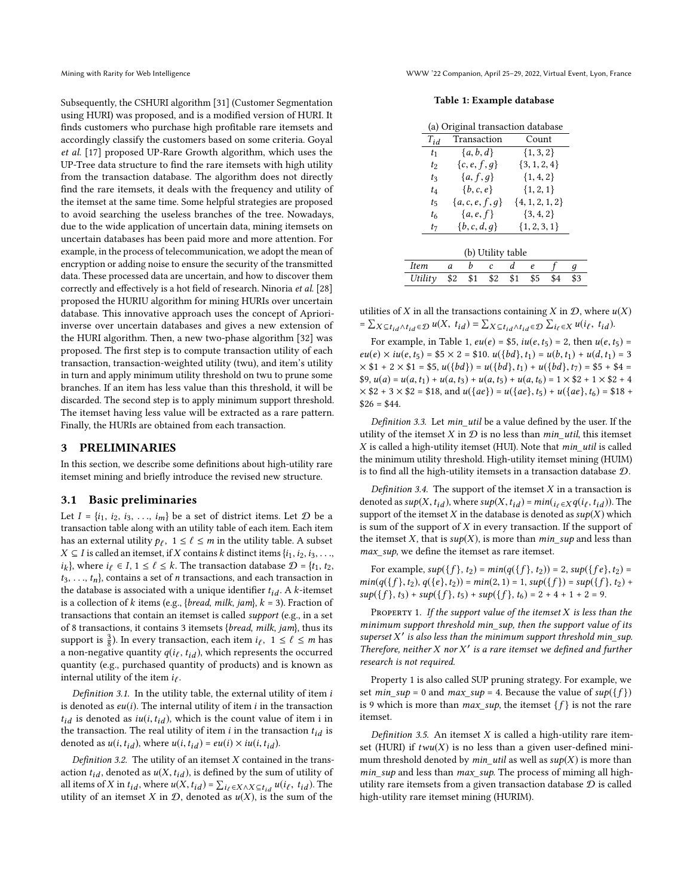Subsequently, the CSHURI algorithm [31] (Customer Segmentation using HURI) was proposed, and is a modified version of HURI. It finds customers who purchase high profitable rare itemsets and accordingly classify the customers based on some criteria. Goyal *et al.* [17] proposed UP-Rare Growth algorithm, which uses the UP-Tree data structure to find the rare itemsets with high utility from the transaction database. The algorithm does not directly find the rare itemsets, it deals with the frequency and utility of the itemset at the same time. Some helpful strategies are proposed to avoid searching the useless branches of the tree. Nowadays, due to the wide application of uncertain data, mining itemsets on uncertain databases has been paid more and more attention. For example, in the process of telecommunication, we adopt the mean of encryption or adding noise to ensure the security of the transmitted data. These processed data are uncertain, and how to discover them correctly and effectively is a hot field of research. Ninoria *et al.* [28] proposed the HURIU algorithm for mining HURIs over uncertain database. This innovative approach uses the concept of Apriori-inverse over uncertain databases and gives a new extension of the HURI algorithm. Then, a new two-phase algorithm [32] was proposed. The first step is to compute transaction utility of each transaction, transaction-weighted utility (twu), and item's utility in turn and apply minimum utility threshold on twu to prune some branches. If an item has less value than this threshold, it will be discarded. The second step is to apply minimum support threshold. The itemset having less value will be extracted as a rare pattern. Finally, the HURIs are obtained from each transaction.

## 3 PRELIMINARIES

In this section, we describe some definitions about high-utility rare itemset mining and briefly introduce the revised new structure.

### 3.1 Basic preliminaries

Let $I = \{i_1, i_2, i_3, \ldots, i_m\}$ be a set of district items. Let $\mathcal{D}$ be a transaction table along with an utility table of each item. Each item has an external utility $p_\ell$, $1 \le \ell \le m$ in the utility table. A subset $X \subseteq I$ is called an itemset, if $X$ contains $k$ distinct items $\{i_1, i_2, i_3, \ldots, i_k\}$, where $i_\ell \in I$, $1 \le \ell \le k$. The transaction database $\mathcal{D} = \{t_1, t_2, t_3, \ldots, t_n\}$, contains a set of $n$ transactions, and each transaction in the database is associated with a unique identifier $t_{id}$. A $k$-itemset is a collection of $k$ items (e.g., {*bread*, *milk*, *jam*}, $k = 3$). Fraction of transactions that contain an itemset is called *support* (e.g., in a set of 8 transactions, it contains 3 itemsets {*bread*, *milk*, *jam*}, thus its support is $\frac{3}{8}$). In every transaction, each item $i_\ell$, $1 \le \ell \le m$ has a non-negative quantity $q(i_\ell, t_{id})$, which represents the occurred quantity (e.g., purchased quantity of products) and is known as internal utility of the item $i_\ell$.

*Definition 3.1.* In the utility table, the external utility of item $i$ is denoted as $eu(i)$. The internal utility of item $i$ in the transaction $t_{id}$ is denoted as $iu(i, t_{id})$, which is the count value of item i in the transaction. The real utility of item $i$ in the transaction $t_{id}$ is denoted as $u(i, t_{id})$, where $u(i, t_{id}) = eu(i) \times iu(i, t_{id})$.

*Definition 3.2.* The utility of an itemset $X$ contained in the transaction $t_{id}$, denoted as $u(X, t_{id})$, is defined by the sum of utility of all items of $X$ in $t_{id}$, where $u(X, t_{id}) = \sum_{i_\ell \in X \wedge X \subseteq t_{id}} u(i_\ell, t_{id})$. The utility of an itemset $X$ in $\mathcal{D}$, denoted as $u(X)$, is the sum of the utilities of $X$ in all the transactions containing $X$ in $\mathcal{D}$, where $u(X) = \sum_{X \subseteq t_{id} \wedge t_{id} \in \mathcal{D}} u(X, t_{id}) = \sum_{X \subseteq t_{id} \wedge t_{id} \in \mathcal{D}} \sum_{i_\ell \in X} u(i_\ell, t_{id})$.

**Table 1: Example database**

(a) Original transaction database

| $T_{id}$ | Transaction | Count |
|---|---|---|
| $t_1$ | $\{a, b, d\}$ | $\{1, 3, 2\}$ |
| $t_2$ | $\{c, e, f, g\}$ | $\{3, 1, 2, 4\}$ |
| $t_3$ | $\{a, f, g\}$ | $\{1, 4, 2\}$ |
| $t_4$ | $\{b, c, e\}$ | $\{1, 2, 1\}$ |
| $t_5$ | $\{a, c, e, f, g\}$ | $\{4, 1, 2, 1, 2\}$ |
| $t_6$ | $\{a, e, f\}$ | $\{3, 4, 2\}$ |
| $t_7$ | $\{b, c, d, g\}$ | $\{1, 2, 3, 1\}$ |

(b) Utility table

| *Item* | *a* | *b* | *c* | *d* | *e* | *f* | *g* |
|---|---|---|---|---|---|---|---|
| *Utility* | \$2 | \$1 | \$2 | \$1 | \$5 | \$4 | \$3 |

For example, in Table 1, $eu(e) = \$5$, $iu(e, t_5) = 2$, then $u(e, t_5) = eu(e) \times iu(e, t_5) = \$5 \times 2 = \$10$. $u(\{bd\}, t_1) = u(b, t_1) + u(d, t_1) = 3 \times \$1 + 2 \times \$1 = \$5$, $u(\{bd\}) = u(\{bd\}, t_1) + u(\{bd\}, t_7) = \$5 + \$4 = \$9$, $u(a) = u(a, t_1) + u(a, t_3) + u(a, t_5) + u(a, t_6) = 1 \times \$2 + 1 \times \$2 + 4 \times \$2 + 3 \times \$2 = \$18$, and $u(\{ae\}) = u(\{ae\}, t_5) + u(\{ae\}, t_6) = \$18 + \$26 = \$44$.

*Definition 3.3.* Let *min_util* be a value defined by the user. If the utility of the itemset $X$ in $\mathcal{D}$ is no less than *min_util*, this itemset $X$ is called a high-utility itemset (HUI). Note that *min_util* is called the minimum utility threshold. High-utility itemset mining (HUIM) is to find all the high-utility itemsets in a transaction database $\mathcal{D}$.

*Definition 3.4.* The support of the itemset $X$ in a transaction is denoted as $sup(X, t_{id})$, where $sup(X, t_{id}) = min(_{i_\ell \in X} q(i_\ell, t_{id}))$. The support of the itemset $X$ in the database is denoted as $sup(X)$ which is sum of the support of $X$ in every transaction. If the support of the itemset $X$, that is $sup(X)$, is more than *min_sup* and less than *max_sup*, we define the itemset as rare itemset.

For example, $sup(\{f\}, t_2) = min(q(\{f\}, t_2)) = 2$, $sup(\{fe\}, t_2) = min(q(\{f\}, t_2), q(\{e\}, t_2)) = min(2, 1) = 1$, $sup(\{f\}) = sup(\{f\}, t_2) + sup(\{f\}, t_3) + sup(\{f\}, t_5) + sup(\{f\}, t_6) = 2 + 4 + 1 + 2 = 9$.

Property 1. *If the support value of the itemset $X$ is less than the minimum support threshold min_sup, then the support value of its superset $X'$ is also less than the minimum support threshold min_sup. Therefore, neither $X$ nor $X'$ is a rare itemset we defined and further research is not required.*

Property 1 is also called SUP pruning strategy. For example, we set *min_sup* = 0 and *max_sup* = 4. Because the value of $sup(\{f\})$ is 9 which is more than *max_sup*, the itemset $\{f\}$ is not the rare itemset.

*Definition 3.5.* An itemset $X$ is called a high-utility rare itemset (HURI) if $twu(X)$ is no less than a given user-defined minimum threshold denoted by *min_util* as well as $sup(X)$ is more than *min_sup* and less than *max_sup*. The process of miming all high-utility rare itemsets from a given transaction database $\mathcal{D}$ is called high-utility rare itemset mining (HURIM).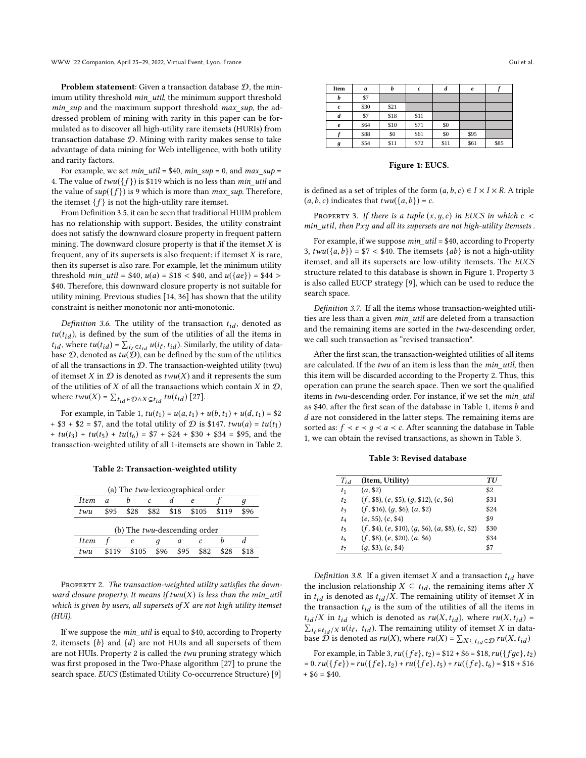**Problem statement**: Given a transaction database $\mathcal{D}$, the minimum utility threshold *min_util*, the minimum support threshold *min_sup* and the maximum support threshold *max_sup*, the addressed problem of mining with rarity in this paper can be formulated as to discover all high-utility rare itemsets (HURIs) from transaction database $\mathcal{D}$. Mining with rarity makes sense to take advantage of data mining for Web intelligence, with both utility and rarity factors.

For example, we set *min_util* = \$40, *min_sup* = 0, and *max_sup* = 4. The value of $twu(\{f\})$ is \$119 which is no less than *min_util* and the value of $sup(\{f\})$ is 9 which is more than *max_sup*. Therefore, the itemset $\{f\}$ is not the high-utility rare itemset.

From Definition 3.5, it can be seen that traditional HUIM problem has no relationship with support. Besides, the utility constraint does not satisfy the downward closure property in frequent pattern mining. The downward closure property is that if the itemset $X$ is frequent, any of its supersets is also frequent; if itemset $X$ is rare, then its superset is also rare. For example, let the minimum utility threshold *min_util* = \$40, $u(a)$ = \$18 < \$40, and $u(\{ae\})$ = \$44 > \$40. Therefore, this downward closure property is not suitable for utility mining. Previous studies [14, 36] has shown that the utility constraint is neither monotonic nor anti-monotonic.

*Definition 3.6.* The utility of the transaction $t_{id}$, denoted as $tu(t_{id})$, is defined by the sum of the utilities of all the items in $t_{id}$, where $tu(t_{id}) = \sum_{i_\ell \in t_{id}} u(i_\ell, t_{id})$. Similarly, the utility of database $\mathcal{D}$, denoted as $tu(\mathcal{D})$, can be defined by the sum of the utilities of all the transactions in $\mathcal{D}$. The transaction-weighted utility (twu) of itemset $X$ in $\mathcal{D}$ is denoted as $twu(X)$ and it represents the sum of the utilities of $X$ of all the transactions which contain $X$ in $\mathcal{D}$, where $twu(X) = \sum_{t_{id} \in \mathcal{D} \wedge X \subseteq t_{id}} tu(t_{id})$ [27].

For example, in Table 1, $tu(t_1) = u(a, t_1) + u(b, t_1) + u(d, t_1)$ = \$2 + \$3 + \$2 = \$7, and the total utility of $\mathcal{D}$ is \$147. $twu(a) = tu(t_1) + tu(t_3) + tu(t_5) + tu(t_6)$ = \$7 + \$24 + \$30 + \$34 = \$95, and the transaction-weighted utility of all 1-itemsets are shown in Table 2.

**Table 2: Transaction-weighted utility**

(a) The *twu*-lexicographical order

| *Item* | *a* | *b* | *c* | *d* | *e* | *f* | *g* |
|---|---|---|---|---|---|---|---|
| *twu* | \$95 | \$28 | \$82 | \$18 | \$105 | \$119 | \$96 |

(b) The *twu*-descending order

| *Item* | *f* | *e* | *g* | *a* | *c* | *b* | *d* |
|---|---|---|---|---|---|---|---|
| *twu* | \$119 | \$105 | \$96 | \$95 | \$82 | \$28 | \$18 |

Property 2. *The transaction-weighted utility satisfies the downward closure property. It means if $twu(X)$ is less than the min_util which is given by users, all supersets of $X$ are not high utility itemset (HUI).*

If we suppose the *min_util* is equal to \$40, according to Property 2, itemsets $\{b\}$ and $\{d\}$ are not HUIs and all supersets of them are not HUIs. Property 2 is called the *twu* pruning strategy which was first proposed in the Two-Phase algorithm [27] to prune the search space. *EUCS* (Estimated Utility Co-occurrence Structure) [9]

| Item | *a* | *b* | *c* | *d* | *e* | *f* |
|---|---|---|---|---|---|---|
| *b* | \$7 | | | | | |
| *c* | \$30 | \$21 | | | | |
| *d* | \$7 | \$18 | \$11 | | | |
| *e* | \$64 | \$10 | \$71 | \$0 | | |
| *f* | \$88 | \$0 | \$61 | \$0 | \$95 | |
| *g* | \$54 | \$11 | \$72 | \$11 | \$61 | \$85 |

**Figure 1: EUCS.**

is defined as a set of triples of the form $(a, b, c) \in I \times I \times R$. A triple $(a, b, c)$ indicates that $twu(\{a, b\}) = c$.

Property 3. *If there is a tuple $(x, y, c)$ in EUCS in which $c < min\_util$, then $Pxy$ and all its supersets are not high-utility itemsets .*

For example, if we suppose *min_util* = \$40, according to Property 3, $twu(\{a, b\})$ = \$7 < \$40. The itemsets $\{ab\}$ is not a high-utility itemset, and all its supersets are low-utility itemsets. The *EUCS* structure related to this database is shown in Figure 1. Property 3 is also called EUCP strategy [9], which can be used to reduce the search space.

*Definition 3.7.* If all the items whose transaction-weighted utilities are less than a given *min_util* are deleted from a transaction and the remaining items are sorted in the *twu*-descending order, we call such transaction as "revised transaction".

After the first scan, the transaction-weighted utilities of all items are calculated. If the *twu* of an item is less than the *min_util*, then this item will be discarded according to the Property 2. Thus, this operation can prune the search space. Then we sort the qualified items in *twu*-descending order. For instance, if we set the *min_util* as \$40, after the first scan of the database in Table 1, items *b* and *d* are not considered in the latter steps. The remaining items are sorted as: $f \prec e \prec g \prec a \prec c$. After scanning the database in Table 1, we can obtain the revised transactions, as shown in Table 3.

**Table 3: Revised database**

| $T_{id}$ | **(Item, Utility)** | ***TU*** |
|---|---|---|
| $t_1$ | ($a$, \$2) | \$2 |
| $t_2$ | ($f$, \$8), ($e$, \$5), ($g$, \$12), ($c$, \$6) | \$31 |
| $t_3$ | ($f$, \$16), ($g$, \$6), ($a$, \$2) | \$24 |
| $t_4$ | ($e$, \$5), ($c$, \$4) | \$9 |
| $t_5$ | ($f$, \$4), ($e$, \$10), ($g$, \$6), ($a$, \$8), ($c$, \$2) | \$30 |
| $t_6$ | ($f$, \$8), ($e$, \$20), ($a$, \$6) | \$34 |
| $t_7$ | ($g$, \$3), ($c$, \$4) | \$7 |

*Definition 3.8.* If a given itemset $X$ and a transaction $t_{id}$ have the inclusion relationship $X \subseteq t_{id}$, the remaining items after $X$ in $t_{id}$ is denoted as $t_{id}/X$. The remaining utility of itemset $X$ in the transaction $t_{id}$ is the sum of the utilities of all the items in $t_{id}/X$ in $t_{id}$ which is denoted as $ru(X, t_{id})$, where $ru(X, t_{id}) = \sum_{i_\ell \in t_{id}/X} u(i_\ell, t_{id})$. The remaining utility of itemset $X$ in database $\mathcal{D}$ is denoted as $ru(X)$, where $ru(X) = \sum_{X \subseteq t_{id} \in \mathcal{D}} ru(X, t_{id})$

For example, in Table 3, $ru(\{fe\}, t_2)$ = \$12 + \$6 = \$18, $ru(\{fgc\}, t_2)$ = 0. $ru(\{fe\}) = ru(\{fe\}, t_2) + ru(\{fe\}, t_5) + ru(\{fe\}, t_6)$ = \$18 + \$16 + \$6 = \$40.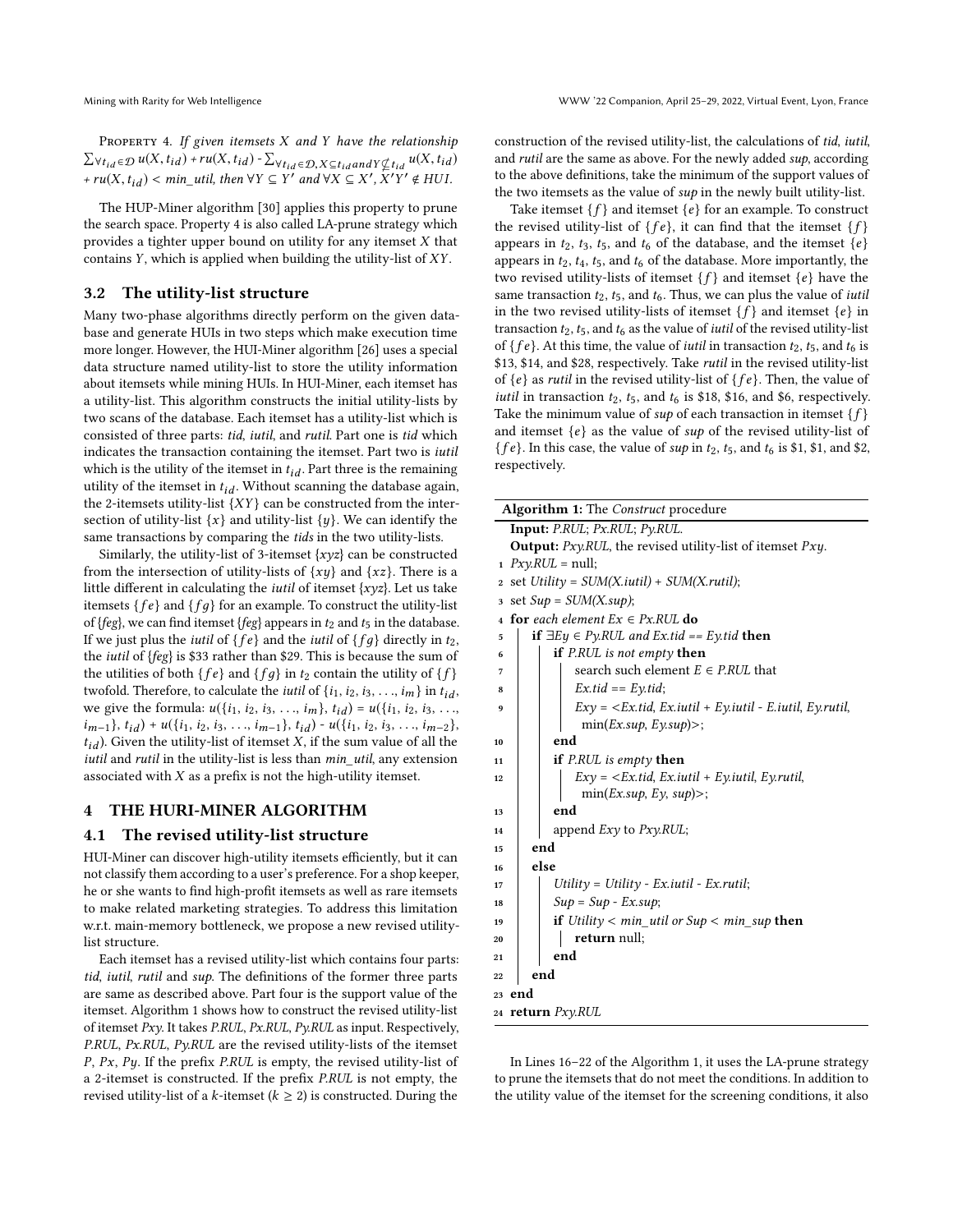PROPERTY 4. *If given itemsets X and Y have the relationship* $\sum_{\forall t_{id} \in \mathcal{D}} u(X, t_{id}) + ru(X, t_{id})$ - $\sum_{\forall t_{id} \in \mathcal{D}, X \subseteq t_{id} and Y \nsubseteq t_{id}} u(X, t_{id})$ + $ru(X, t_{id}) < min\_util$, *then* $\forall Y \subseteq Y'$ *and* $\forall X \subseteq X'$, $X'Y' \notin HUI$.

The HUP-Miner algorithm [30] applies this property to prune the search space. Property 4 is also called LA-prune strategy which provides a tighter upper bound on utility for any itemset $X$ that contains $Y$, which is applied when building the utility-list of $XY$.

## 3.2 The utility-list structure

Many two-phase algorithms directly perform on the given database and generate HUIs in two steps which make execution time more longer. However, the HUI-Miner algorithm [26] uses a special data structure named utility-list to store the utility information about itemsets while mining HUIs. In HUI-Miner, each itemset has a utility-list. This algorithm constructs the initial utility-lists by two scans of the database. Each itemset has a utility-list which is consisted of three parts: *tid*, *iutil*, and *rutil*. Part one is *tid* which indicates the transaction containing the itemset. Part two is *iutil* which is the utility of the itemset in $t_{id}$. Part three is the remaining utility of the itemset in $t_{id}$. Without scanning the database again, the 2-itemsets utility-list $\{XY\}$ can be constructed from the intersection of utility-list $\{x\}$ and utility-list $\{y\}$. We can identify the same transactions by comparing the *tids* in the two utility-lists.

Similarly, the utility-list of 3-itemset $\{xyz\}$ can be constructed from the intersection of utility-lists of $\{xy\}$ and $\{xz\}$. There is a little different in calculating the *iutil* of itemset $\{xyz\}$. Let us take itemsets $\{fe\}$ and $\{fg\}$ for an example. To construct the utility-list of $\{feg\}$, we can find itemset $\{feg\}$ appears in $t_2$ and $t_5$ in the database. If we just plus the *iutil* of $\{fe\}$ and the *iutil* of $\{fg\}$ directly in $t_2$, the *iutil* of $\{feg\}$ is \$33 rather than \$29. This is because the sum of the utilities of both $\{fe\}$ and $\{fg\}$ in $t_2$ contain the utility of $\{f\}$ twofold. Therefore, to calculate the *iutil* of $\{i_1, i_2, i_3, \ldots, i_m\}$ in $t_{id}$, we give the formula: $u(\{i_1, i_2, i_3, \ldots, i_m\}, t_{id}) = u(\{i_1, i_2, i_3, \ldots, i_{m-1}\}, t_{id}) + u(\{i_1, i_2, i_3, \ldots, i_{m-1}\}, t_{id}) - u(\{i_1, i_2, i_3, \ldots, i_{m-2}\}, t_{id})$. Given the utility-list of itemset $X$, if the sum value of all the *iutil* and *rutil* in the utility-list is less than *min_util*, any extension associated with $X$ as a prefix is not the high-utility itemset.

# 4 THE HURI-MINER ALGORITHM

## 4.1 The revised utility-list structure

HUI-Miner can discover high-utility itemsets efficiently, but it can not classify them according to a user's preference. For a shop keeper, he or she wants to find high-profit itemsets as well as rare itemsets to make related marketing strategies. To address this limitation w.r.t. main-memory bottleneck, we propose a new revised utility-list structure.

Each itemset has a revised utility-list which contains four parts: *tid*, *iutil*, *rutil* and *sup*. The definitions of the former three parts are same as described above. Part four is the support value of the itemset. Algorithm 1 shows how to construct the revised utility-list of itemset *Pxy*. It takes *P.RUL*, *Px.RUL*, *Py.RUL* as input. Respectively, *P.RUL*, *Px.RUL*, *Py.RUL* are the revised utility-lists of the itemset $P$, $Px$, $Py$. If the prefix *P.RUL* is empty, the revised utility-list of a 2-itemset is constructed. If the prefix *P.RUL* is not empty, the revised utility-list of a $k$-itemset ($k \geq 2$) is constructed. During the construction of the revised utility-list, the calculations of *tid*, *iutil*, and *rutil* are the same as above. For the newly added *sup*, according to the above definitions, take the minimum of the support values of the two itemsets as the value of *sup* in the newly built utility-list.

Take itemset $\{f\}$ and itemset $\{e\}$ for an example. To construct the revised utility-list of $\{fe\}$, it can find that the itemset $\{f\}$ appears in $t_2$, $t_3$, $t_5$, and $t_6$ of the database, and the itemset $\{e\}$ appears in $t_2$, $t_4$, $t_5$, and $t_6$ of the database. More importantly, the two revised utility-lists of itemset $\{f\}$ and itemset $\{e\}$ have the same transaction $t_2$, $t_5$, and $t_6$. Thus, we can plus the value of *iutil* in the two revised utility-lists of itemset $\{f\}$ and itemset $\{e\}$ in transaction $t_2$, $t_5$, and $t_6$ as the value of *iutil* of the revised utility-list of $\{fe\}$. At this time, the value of *iutil* in transaction $t_2$, $t_5$, and $t_6$ is \$13, \$14, and \$28, respectively. Take *rutil* in the revised utility-list of $\{e\}$ as *rutil* in the revised utility-list of $\{fe\}$. Then, the value of *iutil* in transaction $t_2$, $t_5$, and $t_6$ is \$18, \$16, and \$6, respectively. Take the minimum value of *sup* of each transaction in itemset $\{f\}$ and itemset $\{e\}$ as the value of *sup* of the revised utility-list of $\{fe\}$. In this case, the value of *sup* in $t_2$, $t_5$, and $t_6$ is \$1, \$1, and \$2, respectively.

**Algorithm 1:** The *Construct* procedure

```
   Input: P.RUL; Px.RUL; Py.RUL.
   Output: Pxy.RUL, the revised utility-list of itemset Pxy.
 1 Pxy.RUL = null;
 2 set Utility = SUM(X.iutil) + SUM(X.rutil);
 3 set Sup = SUM(X.sup);
 4 for each element Ex ∈ Px.RUL do
 5     if ∃Ey ∈ Py.RUL and Ex.tid == Ey.tid then
 6         if P.RUL is not empty then
 7             search such element E ∈ P.RUL that
 8             Ex.tid == Ey.tid;
 9             Exy = <Ex.tid, Ex.iutil + Ey.iutil - E.iutil, Ey.rutil,
                 min(Ex.sup, Ey.sup)>;
10         end
11         if P.RUL is empty then
12             Exy = <Ex.tid, Ex.iutil + Ey.iutil, Ey.rutil,
                 min(Ex.sup, Ey, sup)>;
13         end
14         append Exy to Pxy.RUL;
15     end
16     else
17         Utility = Utility - Ex.iutil - Ex.rutil;
18         Sup = Sup - Ex.sup;
19         if Utility < min_util or Sup < min_sup then
20             return null;
21         end
22     end
23 end
24 return Pxy.RUL
```

In Lines 16–22 of the Algorithm 1, it uses the LA-prune strategy to prune the itemsets that do not meet the conditions. In addition to the utility value of the itemset for the screening conditions, it also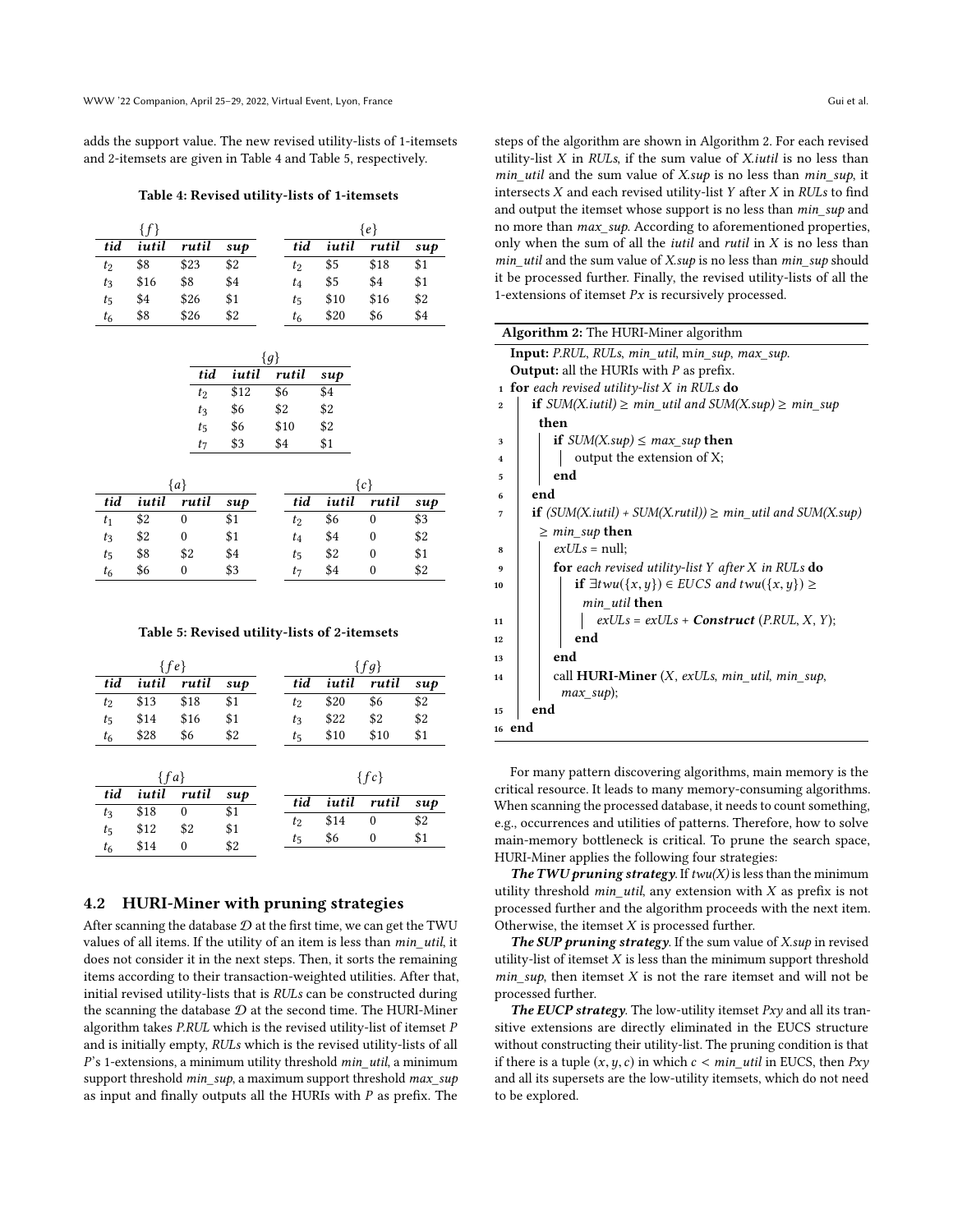adds the support value. The new revised utility-lists of 1-itemsets and 2-itemsets are given in Table 4 and Table 5, respectively.

**Table 4: Revised utility-lists of 1-itemsets**

| {f} | | | |
|---|---|---|---|
| *tid* | *iutil* | *rutil* | *sup* |
| $t_2$ | \$8 | \$23 | \$2 |
| $t_3$ | \$16 | \$8 | \$4 |
| $t_5$ | \$4 | \$26 | \$1 |
| $t_6$ | \$8 | \$26 | \$2 |

| {e} | | | |
|---|---|---|---|
| *tid* | *iutil* | *rutil* | *sup* |
| $t_2$ | \$5 | \$18 | \$1 |
| $t_4$ | \$5 | \$4 | \$1 |
| $t_5$ | \$10 | \$16 | \$2 |
| $t_6$ | \$20 | \$6 | \$4 |

| {g} | | | |
|---|---|---|---|
| *tid* | *iutil* | *rutil* | *sup* |
| $t_2$ | \$12 | \$6 | \$4 |
| $t_3$ | \$6 | \$2 | \$2 |
| $t_5$ | \$6 | \$10 | \$2 |
| $t_7$ | \$3 | \$4 | \$1 |

| {a} | | | |
|---|---|---|---|
| *tid* | *iutil* | *rutil* | *sup* |
| $t_1$ | \$2 | 0 | \$1 |
| $t_3$ | \$2 | 0 | \$1 |
| $t_5$ | \$8 | \$2 | \$4 |
| $t_6$ | \$6 | 0 | \$3 |

| {c} | | | |
|---|---|---|---|
| *tid* | *iutil* | *rutil* | *sup* |
| $t_2$ | \$6 | 0 | \$3 |
| $t_4$ | \$4 | 0 | \$2 |
| $t_5$ | \$2 | 0 | \$1 |
| $t_7$ | \$4 | 0 | \$2 |

**Table 5: Revised utility-lists of 2-itemsets**

| {fe} | | | |
|---|---|---|---|
| *tid* | *iutil* | *rutil* | *sup* |
| $t_2$ | \$13 | \$18 | \$1 |
| $t_5$ | \$14 | \$16 | \$1 |
| $t_6$ | \$28 | \$6 | \$2 |

| {fg} | | | |
|---|---|---|---|
| *tid* | *iutil* | *rutil* | *sup* |
| $t_2$ | \$20 | \$6 | \$2 |
| $t_3$ | \$22 | \$2 | \$2 |
| $t_5$ | \$10 | \$10 | \$1 |

| {fa} | | | |
|---|---|---|---|
| *tid* | *iutil* | *rutil* | *sup* |
| $t_3$ | \$18 | 0 | \$1 |
| $t_5$ | \$12 | \$2 | \$1 |
| $t_6$ | \$14 | 0 | \$2 |

| {fc} | | | |
|---|---|---|---|
| *tid* | *iutil* | *rutil* | *sup* |
| $t_2$ | \$14 | 0 | \$2 |
| $t_5$ | \$6 | 0 | \$1 |

## 4.2 HURI-Miner with pruning strategies

After scanning the database $\mathcal{D}$ at the first time, we can get the TWU values of all items. If the utility of an item is less than *min_util*, it does not consider it in the next steps. Then, it sorts the remaining items according to their transaction-weighted utilities. After that, initial revised utility-lists that is *RULs* can be constructed during the scanning the database $\mathcal{D}$ at the second time. The HURI-Miner algorithm takes *P.RUL* which is the revised utility-list of itemset $P$ and is initially empty, *RULs* which is the revised utility-lists of all $P$'s 1-extensions, a minimum utility threshold *min_util*, a minimum support threshold *min_sup*, a maximum support threshold *max_sup* as input and finally outputs all the HURIs with $P$ as prefix. The steps of the algorithm are shown in Algorithm 2. For each revised utility-list $X$ in *RULs*, if the sum value of *X.iutil* is no less than *min_util* and the sum value of *X.sup* is no less than *min_sup*, it intersects $X$ and each revised utility-list $Y$ after $X$ in *RULs* to find and output the itemset whose support is no less than *min_sup* and no more than *max_sup*. According to aforementioned properties, only when the sum of all the *iutil* and *rutil* in $X$ is no less than *min_util* and the sum value of *X.sup* is no less than *min_sup* should it be processed further. Finally, the revised utility-lists of all the 1-extensions of itemset $Px$ is recursively processed.

**Algorithm 2:** The HURI-Miner algorithm

```
Input: P.RUL, RULs, min_util, min_sup, max_sup.
Output: all the HURIs with P as prefix.
1  for each revised utility-list X in RULs do
2      if SUM(X.iutil) ≥ min_util and SUM(X.sup) ≥ min_sup
        then
3          if SUM(X.sup) ≤ max_sup then
4              output the extension of X;
5          end
6      end
7      if (SUM(X.iutil) + SUM(X.rutil)) ≥ min_util and SUM(X.sup)
        ≥ min_sup then
8          exULs = null;
9          for each revised utility-list Y after X in RULs do
10             if ∃twu({x, y}) ∈ EUCS and twu({x, y}) ≥
                min_util then
11                 exULs = exULs + Construct (P.RUL, X, Y);
12             end
13         end
14         call HURI-Miner (X, exULs, min_util, min_sup,
            max_sup);
15     end
16 end
```

For many pattern discovering algorithms, main memory is the critical resource. It leads to many memory-consuming algorithms. When scanning the processed database, it needs to count something, e.g., occurrences and utilities of patterns. Therefore, how to solve main-memory bottleneck is critical. To prune the search space, HURI-Miner applies the following four strategies:

***The TWU pruning strategy***. If *twu(X)* is less than the minimum utility threshold *min_util*, any extension with $X$ as prefix is not processed further and the algorithm proceeds with the next item. Otherwise, the itemset $X$ is processed further.

***The SUP pruning strategy***. If the sum value of *X.sup* in revised utility-list of itemset $X$ is less than the minimum support threshold *min_sup*, then itemset $X$ is not the rare itemset and will not be processed further.

***The EUCP strategy***. The low-utility itemset $Pxy$ and all its transitive extensions are directly eliminated in the EUCS structure without constructing their utility-list. The pruning condition is that if there is a tuple $(x, y, c)$ in which $c <$ *min_util* in EUCS, then $Pxy$ and all its supersets are the low-utility itemsets, which do not need to be explored.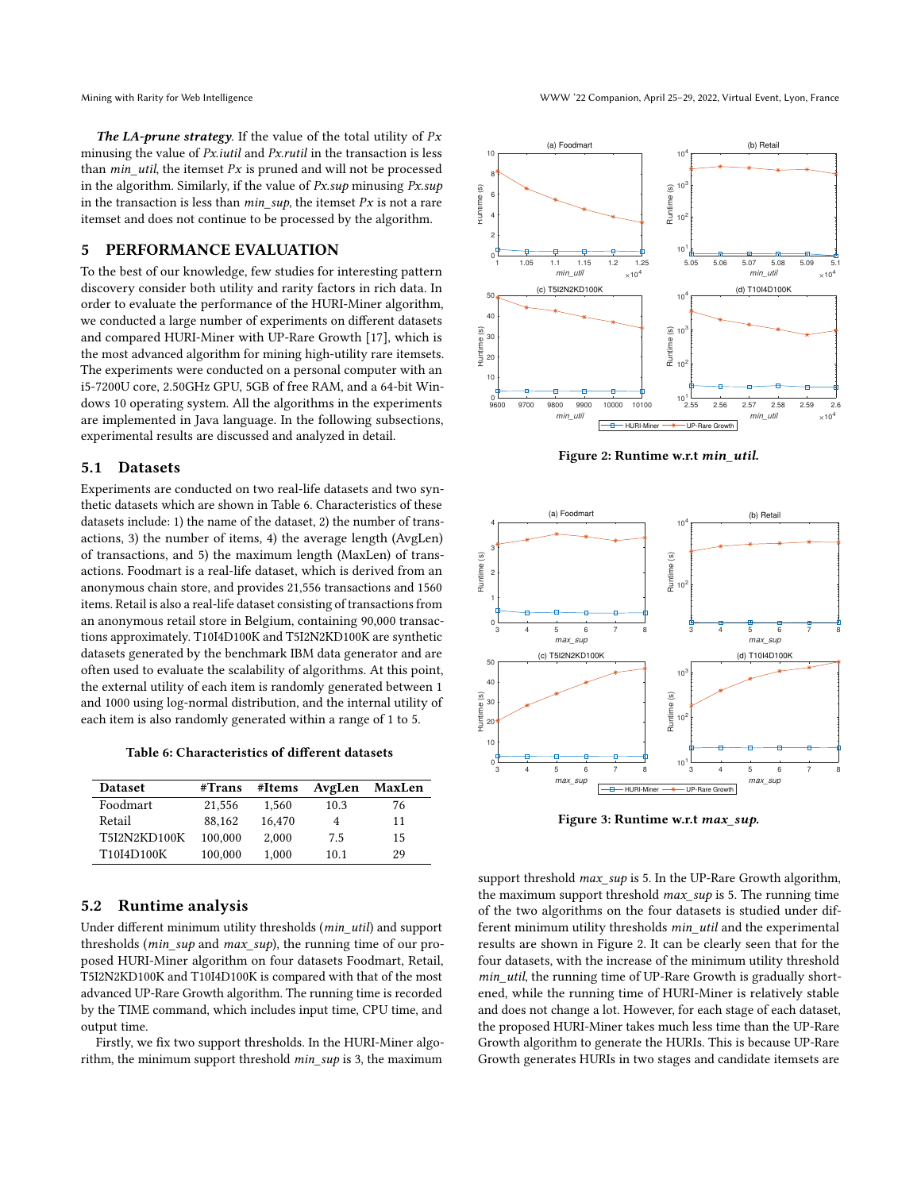***The LA-prune strategy.*** If the value of the total utility of *Px* minusing the value of *Px.iutil* and *Px.rutil* in the transaction is less than *min_util*, the itemset *Px* is pruned and will not be processed in the algorithm. Similarly, if the value of *Px.sup* minusing *Px.sup* in the transaction is less than *min_sup*, the itemset *Px* is not a rare itemset and does not continue to be processed by the algorithm.

## 5 PERFORMANCE EVALUATION

To the best of our knowledge, few studies for interesting pattern discovery consider both utility and rarity factors in rich data. In order to evaluate the performance of the HURI-Miner algorithm, we conducted a large number of experiments on different datasets and compared HURI-Miner with UP-Rare Growth [17], which is the most advanced algorithm for mining high-utility rare itemsets. The experiments were conducted on a personal computer with an i5-7200U core, 2.50GHz GPU, 5GB of free RAM, and a 64-bit Windows 10 operating system. All the algorithms in the experiments are implemented in Java language. In the following subsections, experimental results are discussed and analyzed in detail.

### 5.1 Datasets

Experiments are conducted on two real-life datasets and two synthetic datasets which are shown in Table 6. Characteristics of these datasets include: 1) the name of the dataset, 2) the number of transactions, 3) the number of items, 4) the average length (AvgLen) of transactions, and 5) the maximum length (MaxLen) of transactions. Foodmart is a real-life dataset, which is derived from an anonymous chain store, and provides 21,556 transactions and 1560 items. Retail is also a real-life dataset consisting of transactions from an anonymous retail store in Belgium, containing 90,000 transactions approximately. T10I4D100K and T5I2N2KD100K are synthetic datasets generated by the benchmark IBM data generator and are often used to evaluate the scalability of algorithms. At this point, the external utility of each item is randomly generated between 1 and 1000 using log-normal distribution, and the internal utility of each item is also randomly generated within a range of 1 to 5.

**Table 6: Characteristics of different datasets**

| Dataset | #Trans | #Items | AvgLen | MaxLen |
|---|---|---|---|---|
| Foodmart | 21,556 | 1,560 | 10.3 | 76 |
| Retail | 88,162 | 16,470 | 4 | 11 |
| T5I2N2KD100K | 100,000 | 2,000 | 7.5 | 15 |
| T10I4D100K | 100,000 | 1,000 | 10.1 | 29 |

### 5.2 Runtime analysis

Under different minimum utility thresholds (*min_util*) and support thresholds (*min_sup* and *max_sup*), the running time of our proposed HURI-Miner algorithm on four datasets Foodmart, Retail, T5I2N2KD100K and T10I4D100K is compared with that of the most advanced UP-Rare Growth algorithm. The running time is recorded by the TIME command, which includes input time, CPU time, and output time.

Firstly, we fix two support thresholds. In the HURI-Miner algorithm, the minimum support threshold *min_sup* is 3, the maximum support threshold *max_sup* is 5. In the UP-Rare Growth algorithm, the maximum support threshold *max_sup* is 5. The running time of the two algorithms on the four datasets is studied under different minimum utility thresholds *min_util* and the experimental results are shown in Figure 2. It can be clearly seen that for the four datasets, with the increase of the minimum utility threshold *min_util*, the running time of UP-Rare Growth is gradually shortened, while the running time of HURI-Miner is relatively stable and does not change a lot. However, for each stage of each dataset, the proposed HURI-Miner takes much less time than the UP-Rare Growth algorithm to generate the HURIs. This is because UP-Rare Growth generates HURIs in two stages and candidate itemsets are

**Figure 2: Runtime w.r.t *min_util*.**

**Figure 3: Runtime w.r.t *max_sup*.**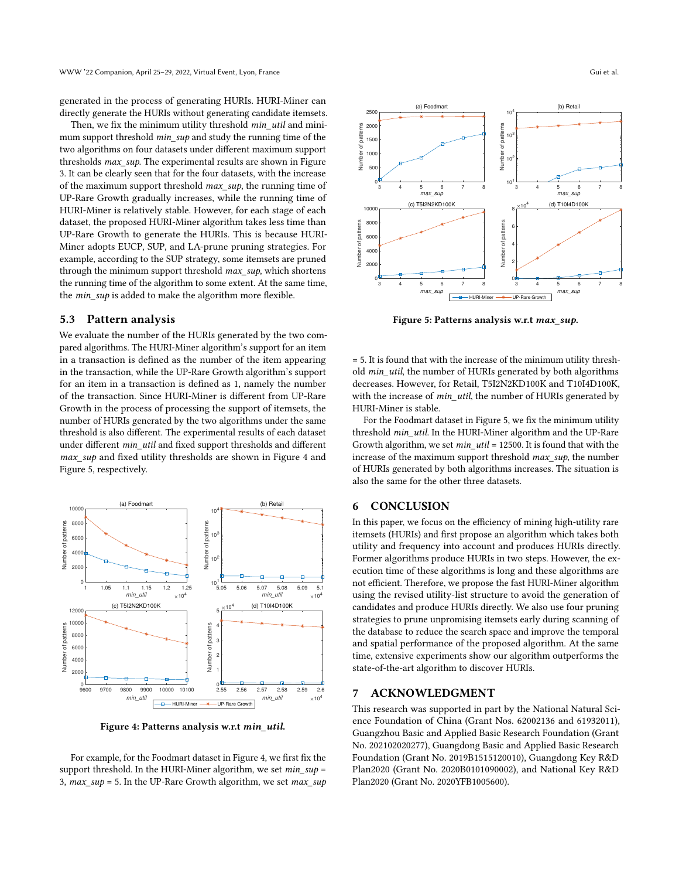generated in the process of generating HURIs. HURI-Miner can directly generate the HURIs without generating candidate itemsets.

Then, we fix the minimum utility threshold *min_util* and minimum support threshold *min_sup* and study the running time of the two algorithms on four datasets under different maximum support thresholds *max_sup*. The experimental results are shown in Figure 3. It can be clearly seen that for the four datasets, with the increase of the maximum support threshold *max_sup*, the running time of UP-Rare Growth gradually increases, while the running time of HURI-Miner is relatively stable. However, for each stage of each dataset, the proposed HURI-Miner algorithm takes less time than UP-Rare Growth to generate the HURIs. This is because HURI-Miner adopts EUCP, SUP, and LA-prune pruning strategies. For example, according to the SUP strategy, some itemsets are pruned through the minimum support threshold *max_sup*, which shortens the running time of the algorithm to some extent. At the same time, the *min_sup* is added to make the algorithm more flexible.

## 5.3 Pattern analysis

We evaluate the number of the HURIs generated by the two compared algorithms. The HURI-Miner algorithm's support for an item in a transaction is defined as the number of the item appearing in the transaction, while the UP-Rare Growth algorithm's support for an item in a transaction is defined as 1, namely the number of the transaction. Since HURI-Miner is different from UP-Rare Growth in the process of processing the support of itemsets, the number of HURIs generated by the two algorithms under the same threshold is also different. The experimental results of each dataset under different *min_util* and fixed support thresholds and different *max_sup* and fixed utility thresholds are shown in Figure 4 and Figure 5, respectively.

**Figure 4: Patterns analysis w.r.t *min_util*.**

For example, for the Foodmart dataset in Figure 4, we first fix the support threshold. In the HURI-Miner algorithm, we set *min_sup* = 3, *max_sup* = 5. In the UP-Rare Growth algorithm, we set *max_sup* = 5. It is found that with the increase of the minimum utility threshold *min_util*, the number of HURIs generated by both algorithms decreases. However, for Retail, T5I2N2KD100K and T10I4D100K, with the increase of *min_util*, the number of HURIs generated by HURI-Miner is stable.

**Figure 5: Patterns analysis w.r.t *max_sup*.**

For the Foodmart dataset in Figure 5, we fix the minimum utility threshold *min_util*. In the HURI-Miner algorithm and the UP-Rare Growth algorithm, we set *min_util* = 12500. It is found that with the increase of the maximum support threshold *max_sup*, the number of HURIs generated by both algorithms increases. The situation is also the same for the other three datasets.

# 6 CONCLUSION

In this paper, we focus on the efficiency of mining high-utility rare itemsets (HURIs) and first propose an algorithm which takes both utility and frequency into account and produces HURIs directly. Former algorithms produce HURIs in two steps. However, the execution time of these algorithms is long and these algorithms are not efficient. Therefore, we propose the fast HURI-Miner algorithm using the revised utility-list structure to avoid the generation of candidates and produce HURIs directly. We also use four pruning strategies to prune unpromising itemsets early during scanning of the database to reduce the search space and improve the temporal and spatial performance of the proposed algorithm. At the same time, extensive experiments show our algorithm outperforms the state-of-the-art algorithm to discover HURIs.

# 7 ACKNOWLEDGMENT

This research was supported in part by the National Natural Science Foundation of China (Grant Nos. 62002136 and 61932011), Guangzhou Basic and Applied Basic Research Foundation (Grant No. 202102020277), Guangdong Basic and Applied Basic Research Foundation (Grant No. 2019B1515120010), Guangdong Key R&D Plan2020 (Grant No. 2020B0101090002), and National Key R&D Plan2020 (Grant No. 2020YFB1005600).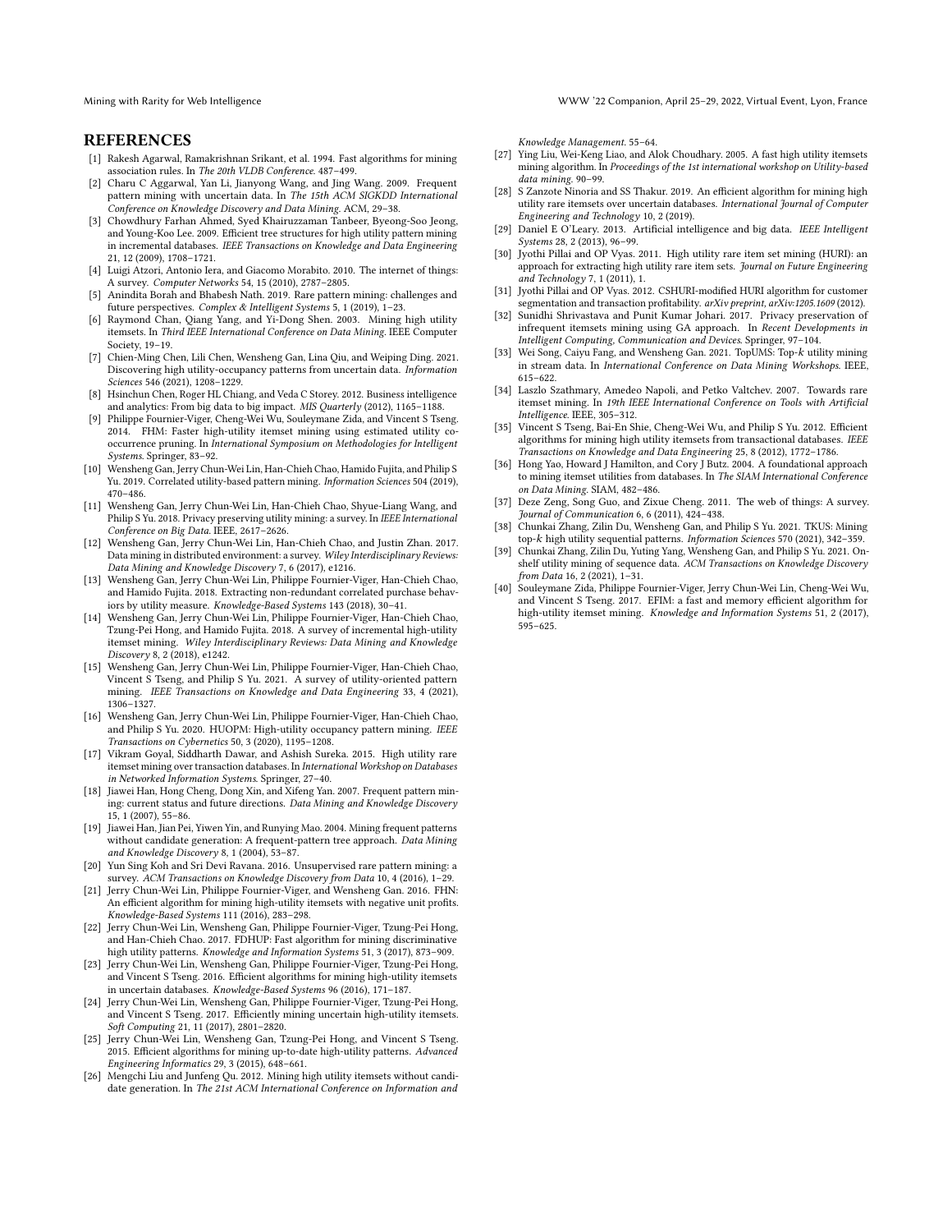## REFERENCES

[1] Rakesh Agarwal, Ramakrishnan Srikant, et al. 1994. Fast algorithms for mining association rules. In *The 20th VLDB Conference*. 487–499.

[2] Charu C Aggarwal, Yan Li, Jianyong Wang, and Jing Wang. 2009. Frequent pattern mining with uncertain data. In *The 15th ACM SIGKDD International Conference on Knowledge Discovery and Data Mining*. ACM, 29–38.

[3] Chowdhury Farhan Ahmed, Syed Khairuzzaman Tanbeer, Byeong-Soo Jeong, and Young-Koo Lee. 2009. Efficient tree structures for high utility pattern mining in incremental databases. *IEEE Transactions on Knowledge and Data Engineering* 21, 12 (2009), 1708–1721.

[4] Luigi Atzori, Antonio Iera, and Giacomo Morabito. 2010. The internet of things: A survey. *Computer Networks* 54, 15 (2010), 2787–2805.

[5] Anindita Borah and Bhabesh Nath. 2019. Rare pattern mining: challenges and future perspectives. *Complex & Intelligent Systems* 5, 1 (2019), 1–23.

[6] Raymond Chan, Qiang Yang, and Yi-Dong Shen. 2003. Mining high utility itemsets. In *Third IEEE International Conference on Data Mining*. IEEE Computer Society, 19–19.

[7] Chien-Ming Chen, Lili Chen, Wensheng Gan, Lina Qiu, and Weiping Ding. 2021. Discovering high utility-occupancy patterns from uncertain data. *Information Sciences* 546 (2021), 1208–1229.

[8] Hsinchun Chen, Roger HL Chiang, and Veda C Storey. 2012. Business intelligence and analytics: From big data to big impact. *MIS Quarterly* (2012), 1165–1188.

[9] Philippe Fournier-Viger, Cheng-Wei Wu, Souleymane Zida, and Vincent S Tseng. 2014. FHM: Faster high-utility itemset mining using estimated utility co-occurrence pruning. In *International Symposium on Methodologies for Intelligent Systems*. Springer, 83–92.

[10] Wensheng Gan, Jerry Chun-Wei Lin, Han-Chieh Chao, Hamido Fujita, and Philip S Yu. 2019. Correlated utility-based pattern mining. *Information Sciences* 504 (2019), 470–486.

[11] Wensheng Gan, Jerry Chun-Wei Lin, Han-Chieh Chao, Shyue-Liang Wang, and Philip S Yu. 2018. Privacy preserving utility mining: a survey. In *IEEE International Conference on Big Data*. IEEE, 2617–2626.

[12] Wensheng Gan, Jerry Chun-Wei Lin, Han-Chieh Chao, and Justin Zhan. 2017. Data mining in distributed environment: a survey. *Wiley Interdisciplinary Reviews: Data Mining and Knowledge Discovery* 7, 6 (2017), e1216.

[13] Wensheng Gan, Jerry Chun-Wei Lin, Philippe Fournier-Viger, Han-Chieh Chao, and Hamido Fujita. 2018. Extracting non-redundant correlated purchase behaviors by utility measure. *Knowledge-Based Systems* 143 (2018), 30–41.

[14] Wensheng Gan, Jerry Chun-Wei Lin, Philippe Fournier-Viger, Han-Chieh Chao, Tzung-Pei Hong, and Hamido Fujita. 2018. A survey of incremental high-utility itemset mining. *Wiley Interdisciplinary Reviews: Data Mining and Knowledge Discovery* 8, 2 (2018), e1242.

[15] Wensheng Gan, Jerry Chun-Wei Lin, Philippe Fournier-Viger, Han-Chieh Chao, Vincent S Tseng, and Philip S Yu. 2021. A survey of utility-oriented pattern mining. *IEEE Transactions on Knowledge and Data Engineering* 33, 4 (2021), 1306–1327.

[16] Wensheng Gan, Jerry Chun-Wei Lin, Philippe Fournier-Viger, Han-Chieh Chao, and Philip S Yu. 2020. HUOPM: High-utility occupancy pattern mining. *IEEE Transactions on Cybernetics* 50, 3 (2020), 1195–1208.

[17] Vikram Goyal, Siddharth Dawar, and Ashish Sureka. 2015. High utility rare itemset mining over transaction databases. In *International Workshop on Databases in Networked Information Systems*. Springer, 27–40.

[18] Jiawei Han, Hong Cheng, Dong Xin, and Xifeng Yan. 2007. Frequent pattern mining: current status and future directions. *Data Mining and Knowledge Discovery* 15, 1 (2007), 55–86.

[19] Jiawei Han, Jian Pei, Yiwen Yin, and Runying Mao. 2004. Mining frequent patterns without candidate generation: A frequent-pattern tree approach. *Data Mining and Knowledge Discovery* 8, 1 (2004), 53–87.

[20] Yun Sing Koh and Sri Devi Ravana. 2016. Unsupervised rare pattern mining: a survey. *ACM Transactions on Knowledge Discovery from Data* 10, 4 (2016), 1–29.

[21] Jerry Chun-Wei Lin, Philippe Fournier-Viger, and Wensheng Gan. 2016. FHN: An efficient algorithm for mining high-utility itemsets with negative unit profits. *Knowledge-Based Systems* 111 (2016), 283–298.

[22] Jerry Chun-Wei Lin, Wensheng Gan, Philippe Fournier-Viger, Tzung-Pei Hong, and Han-Chieh Chao. 2017. FDHUP: Fast algorithm for mining discriminative high utility patterns. *Knowledge and Information Systems* 51, 3 (2017), 873–909.

[23] Jerry Chun-Wei Lin, Wensheng Gan, Philippe Fournier-Viger, Tzung-Pei Hong, and Vincent S Tseng. 2016. Efficient algorithms for mining high-utility itemsets in uncertain databases. *Knowledge-Based Systems* 96 (2016), 171–187.

[24] Jerry Chun-Wei Lin, Wensheng Gan, Philippe Fournier-Viger, Tzung-Pei Hong, and Vincent S Tseng. 2017. Efficiently mining uncertain high-utility itemsets. *Soft Computing* 21, 11 (2017), 2801–2820.

[25] Jerry Chun-Wei Lin, Wensheng Gan, Tzung-Pei Hong, and Vincent S Tseng. 2015. Efficient algorithms for mining up-to-date high-utility patterns. *Advanced Engineering Informatics* 29, 3 (2015), 648–661.

[26] Mengchi Liu and Junfeng Qu. 2012. Mining high utility itemsets without candidate generation. In *The 21st ACM International Conference on Information and Knowledge Management*. 55–64.

[27] Ying Liu, Wei-Keng Liao, and Alok Choudhary. 2005. A fast high utility itemsets mining algorithm. In *Proceedings of the 1st international workshop on Utility-based data mining*. 90–99.

[28] S Zanzote Ninoria and SS Thakur. 2019. An efficient algorithm for mining high utility rare itemsets over uncertain databases. *International Journal of Computer Engineering and Technology* 10, 2 (2019).

[29] Daniel E O'Leary. 2013. Artificial intelligence and big data. *IEEE Intelligent Systems* 28, 2 (2013), 96–99.

[30] Jyothi Pillai and OP Vyas. 2011. High utility rare item set mining (HURI): an approach for extracting high utility rare item sets. *Journal on Future Engineering and Technology* 7, 1 (2011), 1.

[31] Jyothi Pillai and OP Vyas. 2012. CSHURI-modified HURI algorithm for customer segmentation and transaction profitability. *arXiv preprint, arXiv:1205.1609* (2012).

[32] Sunidhi Shrivastava and Punit Kumar Johari. 2017. Privacy preservation of infrequent itemsets mining using GA approach. In *Recent Developments in Intelligent Computing, Communication and Devices*. Springer, 97–104.

[33] Wei Song, Caiyu Fang, and Wensheng Gan. 2021. TopUMS: Top-$k$ utility mining in stream data. In *International Conference on Data Mining Workshops*. IEEE, 615–622.

[34] Laszlo Szathmary, Amedeo Napoli, and Petko Valtchev. 2007. Towards rare itemset mining. In *19th IEEE International Conference on Tools with Artificial Intelligence*. IEEE, 305–312.

[35] Vincent S Tseng, Bai-En Shie, Cheng-Wei Wu, and Philip S Yu. 2012. Efficient algorithms for mining high utility itemsets from transactional databases. *IEEE Transactions on Knowledge and Data Engineering* 25, 8 (2012), 1772–1786.

[36] Hong Yao, Howard J Hamilton, and Cory J Butz. 2004. A foundational approach to mining itemset utilities from databases. In *The SIAM International Conference on Data Mining*. SIAM, 482–486.

[37] Deze Zeng, Song Guo, and Zixue Cheng. 2011. The web of things: A survey. *Journal of Communication* 6, 6 (2011), 424–438.

[38] Chunkai Zhang, Zilin Du, Wensheng Gan, and Philip S Yu. 2021. TKUS: Mining top-$k$ high utility sequential patterns. *Information Sciences* 570 (2021), 342–359.

[39] Chunkai Zhang, Zilin Du, Yuting Yang, Wensheng Gan, and Philip S Yu. 2021. On-shelf utility mining of sequence data. *ACM Transactions on Knowledge Discovery from Data* 16, 2 (2021), 1–31.

[40] Souleymane Zida, Philippe Fournier-Viger, Jerry Chun-Wei Lin, Cheng-Wei Wu, and Vincent S Tseng. 2017. EFIM: a fast and memory efficient algorithm for high-utility itemset mining. *Knowledge and Information Systems* 51, 2 (2017), 595–625.